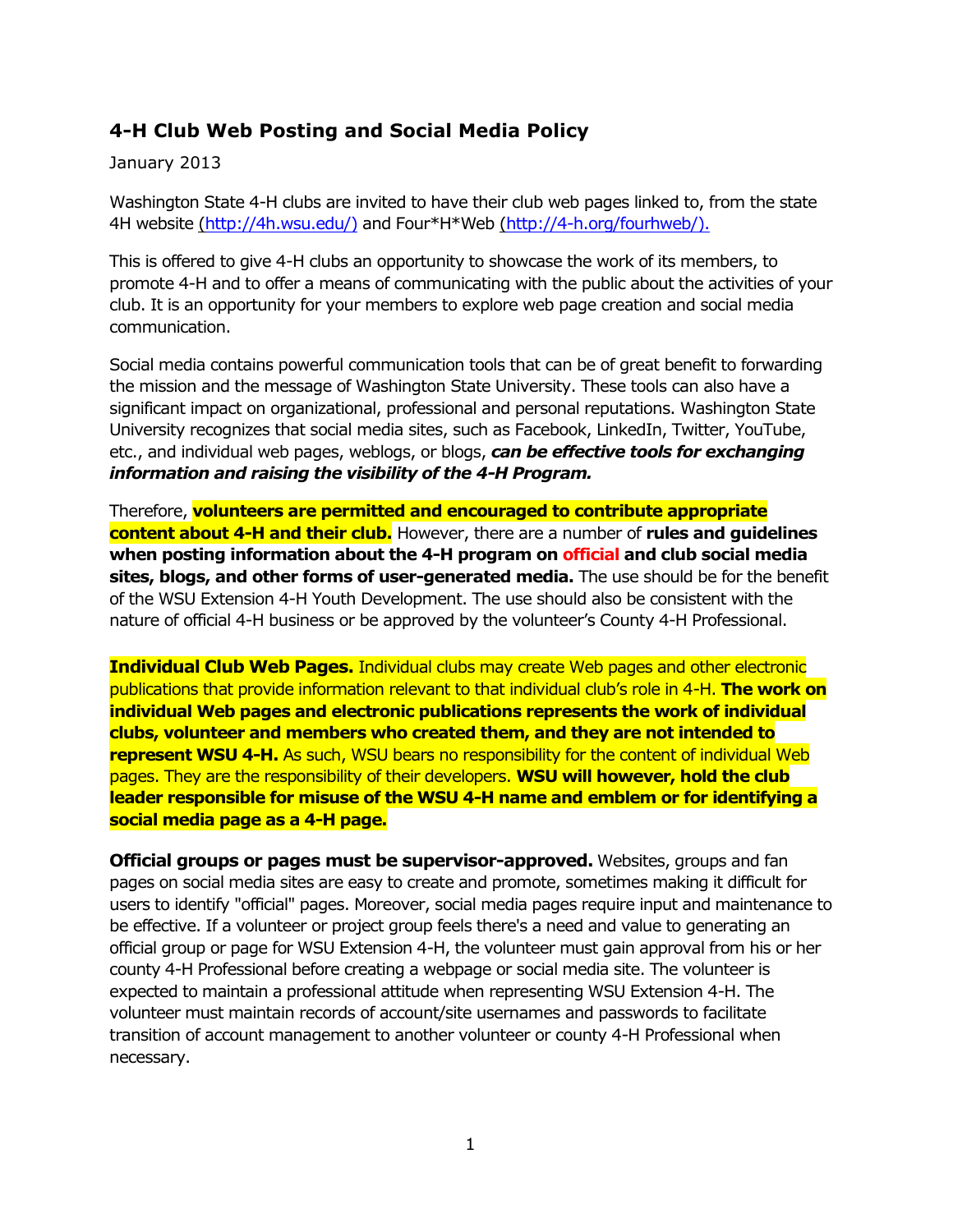## 4-H Club Web Posting and Social Media Policy

January 2013

Washington State 4-H clubs are invited to have their club web pages linked to, from the state 4H website (http://4h.wsu.edu/) and Four*H*Web (http://4-h.org/fourhweb/).

This is offered to give 4-H clubs an opportunity to showcase the work of its members, to promote 4-H and to offer a means of communicating with the public about the activities of your club. It is an opportunity for your members to explore web page creation and social media communication.

Social media contains powerful communication tools that can be of great benefit to forwarding the mission and the message of Washington State University. These tools can also have a significant impact on organizational, professional and personal reputations. Washington State University recognizes that social media sites, such as Facebook, LinkedIn, Twitter, YouTube, etc., and individual web pages, weblogs, or blogs, ***can be effective tools for exchanging information and raising the visibility of the 4-H Program.***

Therefore, **volunteers are permitted and encouraged to contribute appropriate content about 4-H and their club.** However, there are a number of **rules and guidelines when posting information about the 4-H program on official and club social media sites, blogs, and other forms of user-generated media.** The use should be for the benefit of the WSU Extension 4-H Youth Development. The use should also be consistent with the nature of official 4-H business or be approved by the volunteer's County 4-H Professional.

**Individual Club Web Pages.** Individual clubs may create Web pages and other electronic publications that provide information relevant to that individual club's role in 4-H. **The work on individual Web pages and electronic publications represents the work of individual clubs, volunteer and members who created them, and they are not intended to represent WSU 4-H.** As such, WSU bears no responsibility for the content of individual Web pages. They are the responsibility of their developers. **WSU will however, hold the club leader responsible for misuse of the WSU 4-H name and emblem or for identifying a social media page as a 4-H page.**

**Official groups or pages must be supervisor-approved.** Websites, groups and fan pages on social media sites are easy to create and promote, sometimes making it difficult for users to identify "official" pages. Moreover, social media pages require input and maintenance to be effective. If a volunteer or project group feels there's a need and value to generating an official group or page for WSU Extension 4-H, the volunteer must gain approval from his or her county 4-H Professional before creating a webpage or social media site. The volunteer is expected to maintain a professional attitude when representing WSU Extension 4-H. The volunteer must maintain records of account/site usernames and passwords to facilitate transition of account management to another volunteer or county 4-H Professional when necessary.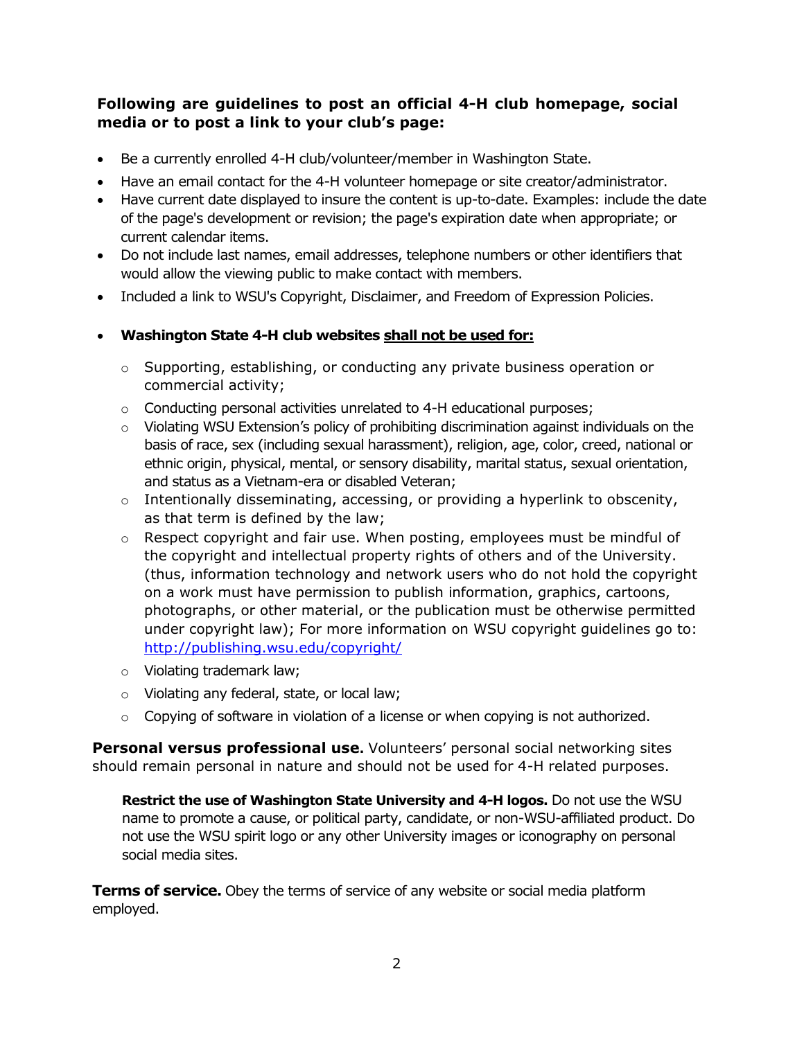### Following are guidelines to post an official 4-H club homepage, social media or to post a link to your club's page:

- Be a currently enrolled 4-H club/volunteer/member in Washington State.
- Have an email contact for the 4-H volunteer homepage or site creator/administrator.
- Have current date displayed to insure the content is up-to-date. Examples: include the date of the page's development or revision; the page's expiration date when appropriate; or current calendar items.
- Do not include last names, email addresses, telephone numbers or other identifiers that would allow the viewing public to make contact with members.
- Included a link to WSU's Copyright, Disclaimer, and Freedom of Expression Policies.
- **Washington State 4-H club websites <u>shall not be used for:</u>**
  - Supporting, establishing, or conducting any private business operation or commercial activity;
  - Conducting personal activities unrelated to 4-H educational purposes;
  - Violating WSU Extension's policy of prohibiting discrimination against individuals on the basis of race, sex (including sexual harassment), religion, age, color, creed, national or ethnic origin, physical, mental, or sensory disability, marital status, sexual orientation, and status as a Vietnam-era or disabled Veteran;
  - Intentionally disseminating, accessing, or providing a hyperlink to obscenity, as that term is defined by the law;
  - Respect copyright and fair use. When posting, employees must be mindful of the copyright and intellectual property rights of others and of the University. (thus, information technology and network users who do not hold the copyright on a work must have permission to publish information, graphics, cartoons, photographs, or other material, or the publication must be otherwise permitted under copyright law); For more information on WSU copyright guidelines go to: [http://publishing.wsu.edu/copyright/](http://publishing.wsu.edu/copyright/)
  - Violating trademark law;
  - Violating any federal, state, or local law;
  - Copying of software in violation of a license or when copying is not authorized.

**Personal versus professional use.** Volunteers' personal social networking sites should remain personal in nature and should not be used for 4-H related purposes.

**Restrict the use of Washington State University and 4-H logos.** Do not use the WSU name to promote a cause, or political party, candidate, or non-WSU-affiliated product. Do not use the WSU spirit logo or any other University images or iconography on personal social media sites.

**Terms of service.** Obey the terms of service of any website or social media platform employed.